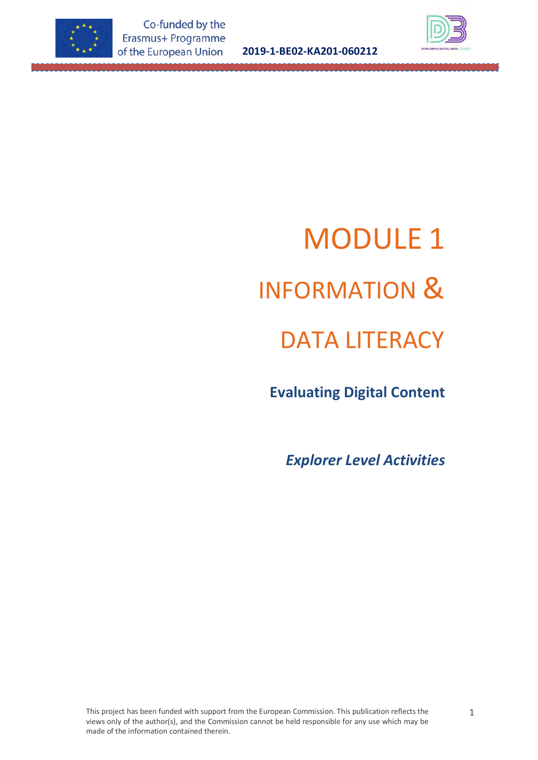# MODULE 1

# INFORMATION &

# DATA LITERACY

## Evaluating Digital Content

### *Explorer Level Activities*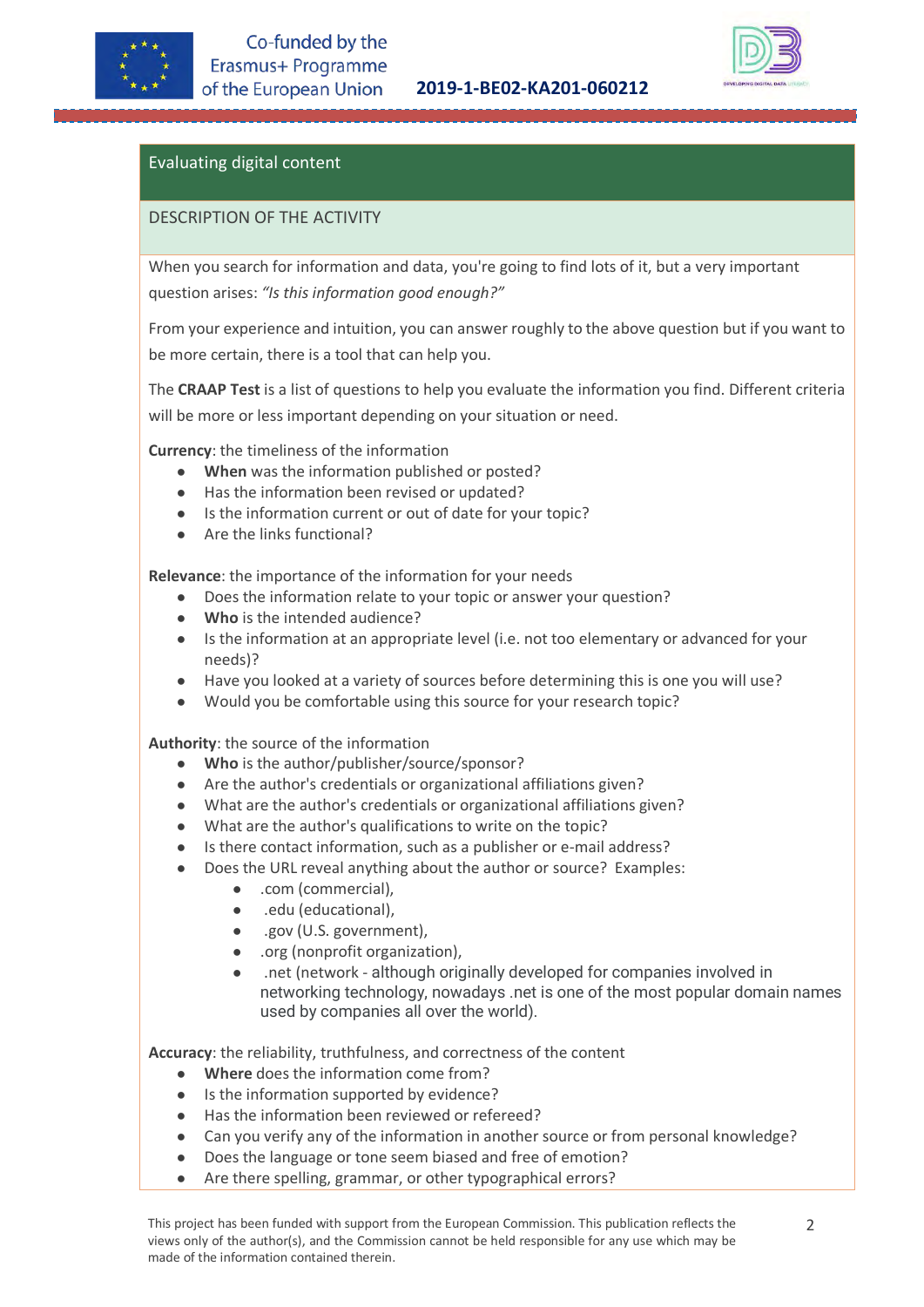## Evaluating digital content

### DESCRIPTION OF THE ACTIVITY

When you search for information and data, you're going to find lots of it, but a very important question arises: *"Is this information good enough?"*

From your experience and intuition, you can answer roughly to the above question but if you want to be more certain, there is a tool that can help you.

The **CRAAP Test** is a list of questions to help you evaluate the information you find. Different criteria will be more or less important depending on your situation or need.

**Currency**: the timeliness of the information

- **When** was the information published or posted?
- Has the information been revised or updated?
- Is the information current or out of date for your topic?
- Are the links functional?

**Relevance**: the importance of the information for your needs

- Does the information relate to your topic or answer your question?
- **Who** is the intended audience?
- Is the information at an appropriate level (i.e. not too elementary or advanced for your needs)?
- Have you looked at a variety of sources before determining this is one you will use?
- Would you be comfortable using this source for your research topic?

**Authority**: the source of the information

- **Who** is the author/publisher/source/sponsor?
- Are the author's credentials or organizational affiliations given?
- What are the author's credentials or organizational affiliations given?
- What are the author's qualifications to write on the topic?
- Is there contact information, such as a publisher or e-mail address?
- Does the URL reveal anything about the author or source? Examples:
  - .com (commercial),
  - .edu (educational),
  - .gov (U.S. government),
  - .org (nonprofit organization),
  - .net (network - although originally developed for companies involved in networking technology, nowadays .net is one of the most popular domain names used by companies all over the world).

**Accuracy**: the reliability, truthfulness, and correctness of the content

- **Where** does the information come from?
- Is the information supported by evidence?
- Has the information been reviewed or refereed?
- Can you verify any of the information in another source or from personal knowledge?
- Does the language or tone seem biased and free of emotion?
- Are there spelling, grammar, or other typographical errors?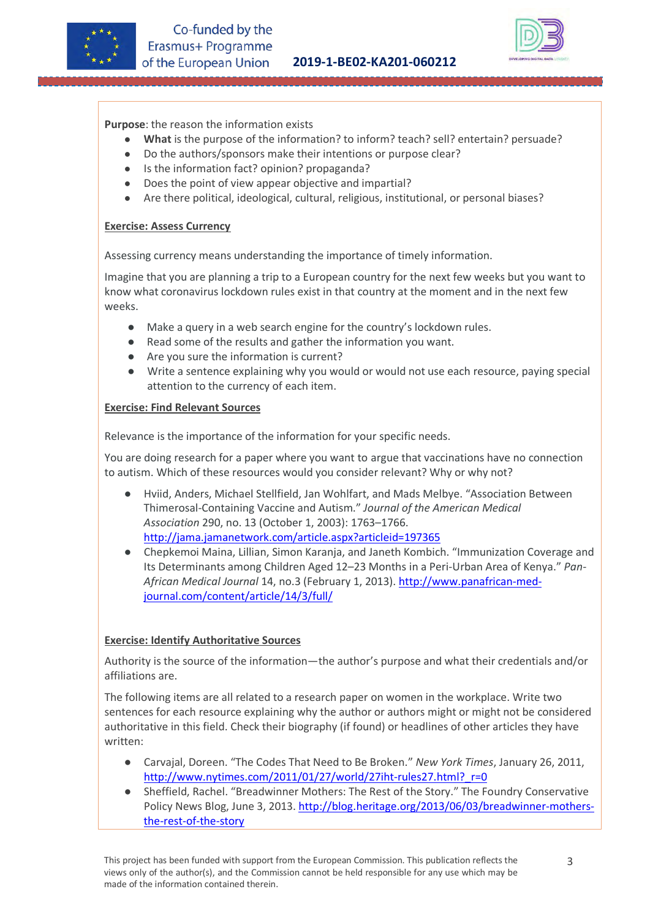**Purpose**: the reason the information exists

- **What** is the purpose of the information? to inform? teach? sell? entertain? persuade?
- Do the authors/sponsors make their intentions or purpose clear?
- Is the information fact? opinion? propaganda?
- Does the point of view appear objective and impartial?
- Are there political, ideological, cultural, religious, institutional, or personal biases?

**Exercise: Assess Currency**

Assessing currency means understanding the importance of timely information.

Imagine that you are planning a trip to a European country for the next few weeks but you want to know what coronavirus lockdown rules exist in that country at the moment and in the next few weeks.

- Make a query in a web search engine for the country's lockdown rules.
- Read some of the results and gather the information you want.
- Are you sure the information is current?
- Write a sentence explaining why you would or would not use each resource, paying special attention to the currency of each item.

**Exercise: Find Relevant Sources**

Relevance is the importance of the information for your specific needs.

You are doing research for a paper where you want to argue that vaccinations have no connection to autism. Which of these resources would you consider relevant? Why or why not?

- Hviid, Anders, Michael Stellfield, Jan Wohlfart, and Mads Melbye. "Association Between Thimerosal-Containing Vaccine and Autism." *Journal of the American Medical Association* 290, no. 13 (October 1, 2003): 1763–1766. http://jama.jamanetwork.com/article.aspx?articleid=197365
- Chepkemoi Maina, Lillian, Simon Karanja, and Janeth Kombich. "Immunization Coverage and Its Determinants among Children Aged 12–23 Months in a Peri-Urban Area of Kenya." *Pan-African Medical Journal* 14, no.3 (February 1, 2013). http://www.panafrican-med-journal.com/content/article/14/3/full/

**Exercise: Identify Authoritative Sources**

Authority is the source of the information—the author's purpose and what their credentials and/or affiliations are.

The following items are all related to a research paper on women in the workplace. Write two sentences for each resource explaining why the author or authors might or might not be considered authoritative in this field. Check their biography (if found) or headlines of other articles they have written:

- Carvajal, Doreen. "The Codes That Need to Be Broken." *New York Times*, January 26, 2011, http://www.nytimes.com/2011/01/27/world/27iht-rules27.html?_r=0
- Sheffield, Rachel. "Breadwinner Mothers: The Rest of the Story." The Foundry Conservative Policy News Blog, June 3, 2013. http://blog.heritage.org/2013/06/03/breadwinner-mothers-the-rest-of-the-story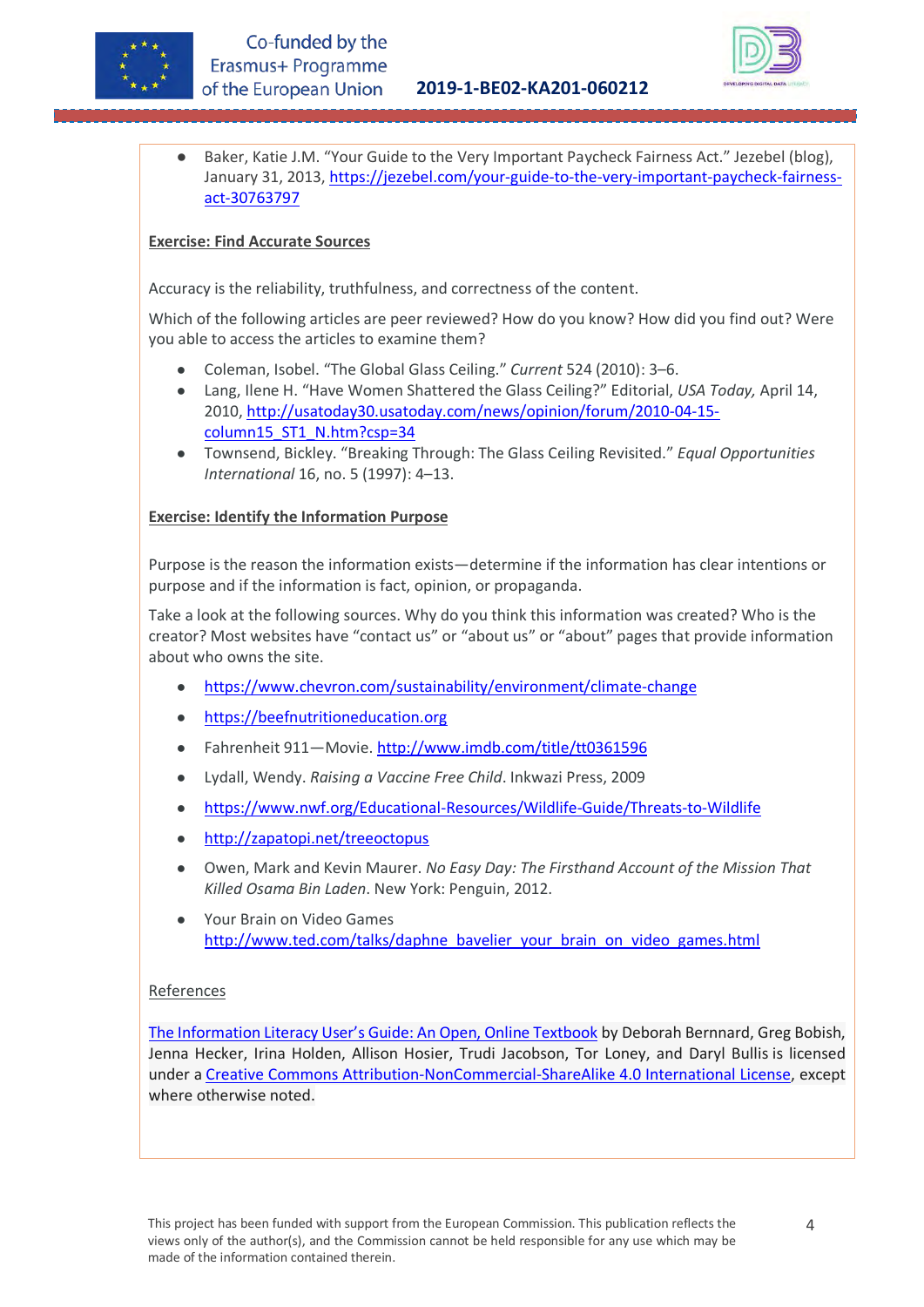- Baker, Katie J.M. "Your Guide to the Very Important Paycheck Fairness Act." Jezebel (blog), January 31, 2013, [https://jezebel.com/your-guide-to-the-very-important-paycheck-fairness-act-30763797](https://jezebel.com/your-guide-to-the-very-important-paycheck-fairness-act-30763797)

**Exercise: Find Accurate Sources**

Accuracy is the reliability, truthfulness, and correctness of the content.

Which of the following articles are peer reviewed? How do you know? How did you find out? Were you able to access the articles to examine them?

- Coleman, Isobel. "The Global Glass Ceiling." *Current* 524 (2010): 3–6.
- Lang, Ilene H. "Have Women Shattered the Glass Ceiling?" Editorial, *USA Today,* April 14, 2010, [http://usatoday30.usatoday.com/news/opinion/forum/2010-04-15-column15_ST1_N.htm?csp=34](http://usatoday30.usatoday.com/news/opinion/forum/2010-04-15-column15_ST1_N.htm?csp=34)
- Townsend, Bickley. "Breaking Through: The Glass Ceiling Revisited." *Equal Opportunities International* 16, no. 5 (1997): 4–13.

**Exercise: Identify the Information Purpose**

Purpose is the reason the information exists—determine if the information has clear intentions or purpose and if the information is fact, opinion, or propaganda.

Take a look at the following sources. Why do you think this information was created? Who is the creator? Most websites have "contact us" or "about us" or "about" pages that provide information about who owns the site.

- [https://www.chevron.com/sustainability/environment/climate-change](https://www.chevron.com/sustainability/environment/climate-change)
- [https://beefnutritioneducation.org](https://beefnutritioneducation.org)
- Fahrenheit 911—Movie. [http://www.imdb.com/title/tt0361596](http://www.imdb.com/title/tt0361596)
- Lydall, Wendy. *Raising a Vaccine Free Child*. Inkwazi Press, 2009
- [https://www.nwf.org/Educational-Resources/Wildlife-Guide/Threats-to-Wildlife](https://www.nwf.org/Educational-Resources/Wildlife-Guide/Threats-to-Wildlife)
- [http://zapatopi.net/treeoctopus](http://zapatopi.net/treeoctopus)
- Owen, Mark and Kevin Maurer. *No Easy Day: The Firsthand Account of the Mission That Killed Osama Bin Laden*. New York: Penguin, 2012.
- Your Brain on Video Games [http://www.ted.com/talks/daphne_bavelier_your_brain_on_video_games.html](http://www.ted.com/talks/daphne_bavelier_your_brain_on_video_games.html)

References

The Information Literacy User's Guide: An Open, Online Textbook by Deborah Bernnard, Greg Bobish, Jenna Hecker, Irina Holden, Allison Hosier, Trudi Jacobson, Tor Loney, and Daryl Bullis is licensed under a Creative Commons Attribution-NonCommercial-ShareAlike 4.0 International License, except where otherwise noted.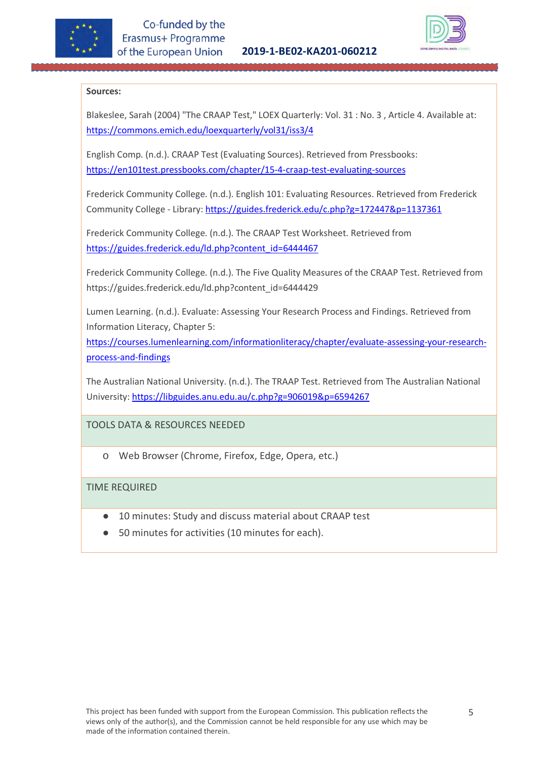**Sources:**

Blakeslee, Sarah (2004) "The CRAAP Test," LOEX Quarterly: Vol. 31 : No. 3 , Article 4. Available at: https://commons.emich.edu/loexquarterly/vol31/iss3/4

English Comp. (n.d.). CRAAP Test (Evaluating Sources). Retrieved from Pressbooks: https://en101test.pressbooks.com/chapter/15-4-craap-test-evaluating-sources

Frederick Community College. (n.d.). English 101: Evaluating Resources. Retrieved from Frederick Community College - Library: https://guides.frederick.edu/c.php?g=172447&p=1137361

Frederick Community College. (n.d.). The CRAAP Test Worksheet. Retrieved from https://guides.frederick.edu/ld.php?content_id=6444467

Frederick Community College. (n.d.). The Five Quality Measures of the CRAAP Test. Retrieved from https://guides.frederick.edu/ld.php?content_id=6444429

Lumen Learning. (n.d.). Evaluate: Assessing Your Research Process and Findings. Retrieved from Information Literacy, Chapter 5: https://courses.lumenlearning.com/informationliteracy/chapter/evaluate-assessing-your-research-process-and-findings

The Australian National University. (n.d.). The TRAAP Test. Retrieved from The Australian National University: https://libguides.anu.edu.au/c.php?g=906019&p=6594267

TOOLS DATA & RESOURCES NEEDED

- Web Browser (Chrome, Firefox, Edge, Opera, etc.)

TIME REQUIRED

- 10 minutes: Study and discuss material about CRAAP test
- 50 minutes for activities (10 minutes for each).